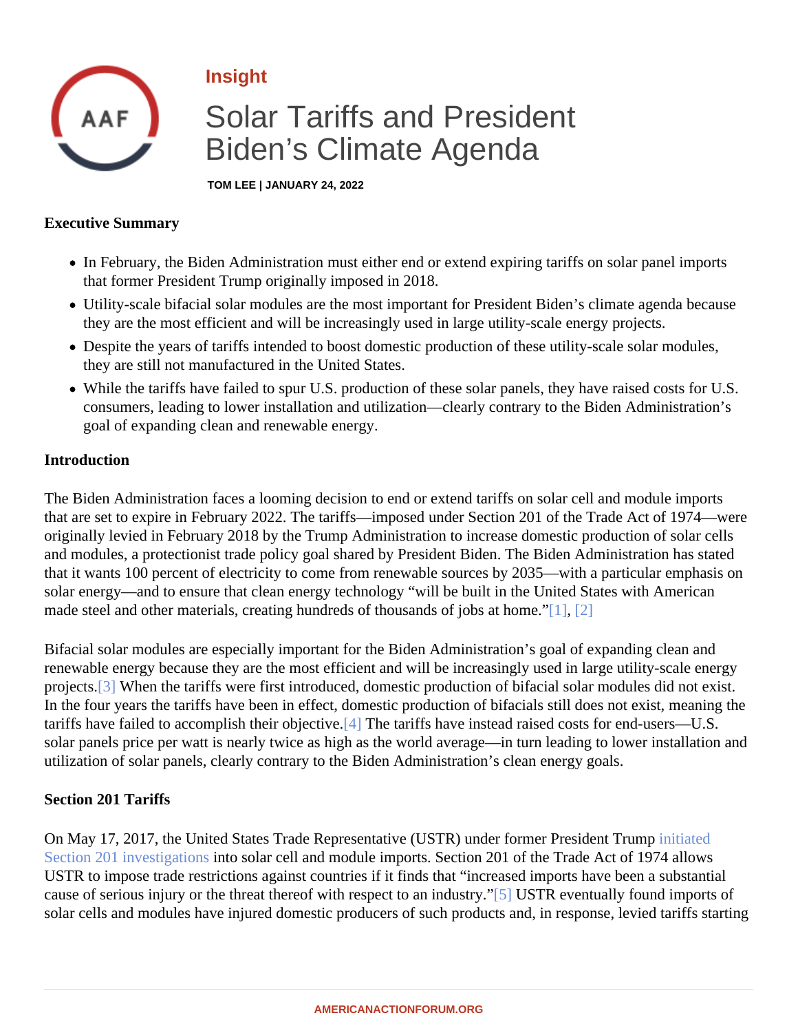Insight

# Solar Tariffs and President Biden's Climate Agenda

TOM LEE | JANUARY 24, 2022

**Executive Summary**

- In February, the Biden Administration must either end or extend expiring tariffs on solar panel imports that former President Trump originally imposed in 2018.
- Utility-scale bifacial solar modules are the most important for President Biden's climate agenda because they are the most efficient and will be increasingly used in large utility-scale energy projects.
- Despite the years of tariffs intended to boost domestic production of these utility-scale solar modules, they are still not manufactured in the United States.
- While the tariffs have failed to spur U.S. production of these solar panels, they have raised costs for U.S. consumers, leading to lower installation and utilization—clearly contrary to the Biden Administration's goal of expanding clean and renewable energy.

**Introduction**

The Biden Administration faces a looming decision to end or extend tariffs on solar cell and module imports that are set to expire in February 2022. The tariffs—imposed under Section 201 of the Trade Act of 1974—were originally levied in February 2018 by the Trump Administration to increase domestic production of solar cells and modules, a protectionist trade policy goal shared by President Biden. The Biden Administration has stated that it wants 100 percent of electricity to come from renewable sources by 2035—with a particular emphasis on solar energy—and to ensure that clean energy technology "will be built in the United States with American made steel and other materials, creating hundreds of thousands of jobs at home."[1], [2]

Bifacial solar modules are especially important for the Biden Administration's goal of expanding clean and renewable energy because they are the most efficient and will be increasingly used in large utility-scale energy projects.[3] When the tariffs were first introduced, domestic production of bifacial solar modules did not exist. In the four years the tariffs have been in effect, domestic production of bifacials still does not exist, meaning the tariffs have failed to accomplish their objective.[4] The tariffs have instead raised costs for end-users—U.S. solar panels price per watt is nearly twice as high as the world average—in turn leading to lower installation and utilization of solar panels, clearly contrary to the Biden Administration's clean energy goals.

**Section 201 Tariffs**

On May 17, 2017, the United States Trade Representative (USTR) under former President Trump initiated Section 201 investigations into solar cell and module imports. Section 201 of the Trade Act of 1974 allows USTR to impose trade restrictions against countries if it finds that "increased imports have been a substantial cause of serious injury or the threat thereof with respect to an industry."[5] USTR eventually found imports of solar cells and modules have injured domestic producers of such products and, in response, levied tariffs starting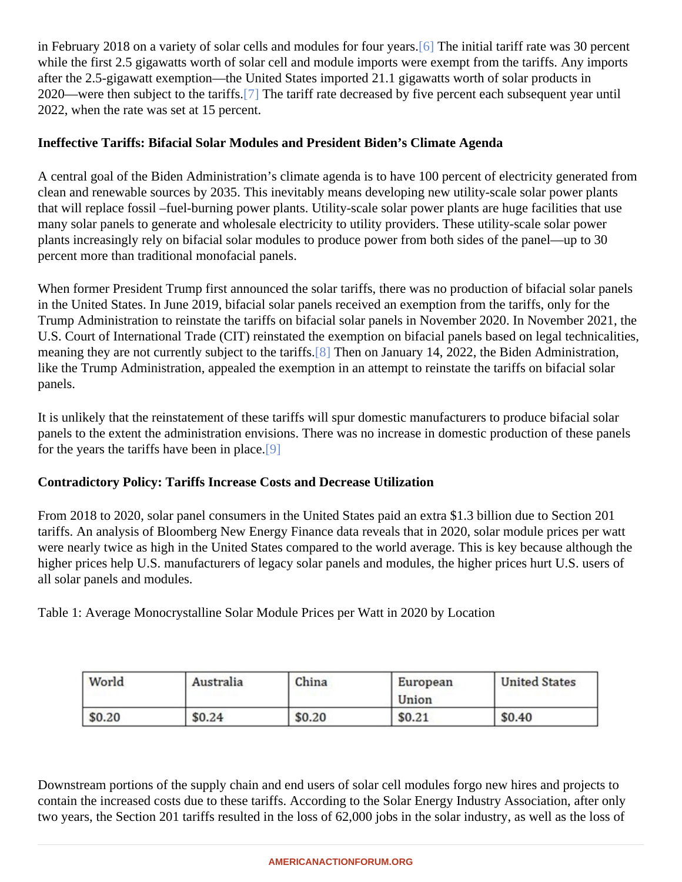in February 2018 on a variety of solar cells and modules for four years.[6] The initial tariff rate was 30 percent while the first 2.5 gigawatts worth of solar cell and module imports were exempt from the tariffs. Any imports after the 2.5-gigawatt exemption—the United States imported 21.1 gigawatts worth of solar products in 2020—were then subject to the tariffs.[7] The tariff rate decreased by five percent each subsequent year until 2022, when the rate was set at 15 percent.

**Ineffective Tariffs: Bifacial Solar Modules and President Biden's Climate Agenda**

A central goal of the Biden Administration's climate agenda is to have 100 percent of electricity generated from clean and renewable sources by 2035. This inevitably means developing new utility-scale solar power plants that will replace fossil –fuel-burning power plants. Utility-scale solar power plants are huge facilities that use many solar panels to generate and wholesale electricity to utility providers. These utility-scale solar power plants increasingly rely on bifacial solar modules to produce power from both sides of the panel—up to 30 percent more than traditional monofacial panels.

When former President Trump first announced the solar tariffs, there was no production of bifacial solar panels in the United States. In June 2019, bifacial solar panels received an exemption from the tariffs, only for the Trump Administration to reinstate the tariffs on bifacial solar panels in November 2020. In November 2021, the U.S. Court of International Trade (CIT) reinstated the exemption on bifacial panels based on legal technicalities, meaning they are not currently subject to the tariffs.[8] Then on January 14, 2022, the Biden Administration, like the Trump Administration, appealed the exemption in an attempt to reinstate the tariffs on bifacial solar panels.

It is unlikely that the reinstatement of these tariffs will spur domestic manufacturers to produce bifacial solar panels to the extent the administration envisions. There was no increase in domestic production of these panels for the years the tariffs have been in place.[9]

**Contradictory Policy: Tariffs Increase Costs and Decrease Utilization**

From 2018 to 2020, solar panel consumers in the United States paid an extra $1.3 billion due to Section 201 tariffs. An analysis of Bloomberg New Energy Finance data reveals that in 2020, solar module prices per watt were nearly twice as high in the United States compared to the world average. This is key because although the higher prices help U.S. manufacturers of legacy solar panels and modules, the higher prices hurt U.S. users of all solar panels and modules.

Table 1: Average Monocrystalline Solar Module Prices per Watt in 2020 by Location

| World | Australia | China | European Union | United States |
|---|---|---|---|---|
| $0.20 | $0.24 | $0.20 | $0.21 | $0.40 |

Downstream portions of the supply chain and end users of solar cell modules forgo new hires and projects to contain the increased costs due to these tariffs. According to the Solar Energy Industry Association, after only two years, the Section 201 tariffs resulted in the loss of 62,000 jobs in the solar industry, as well as the loss of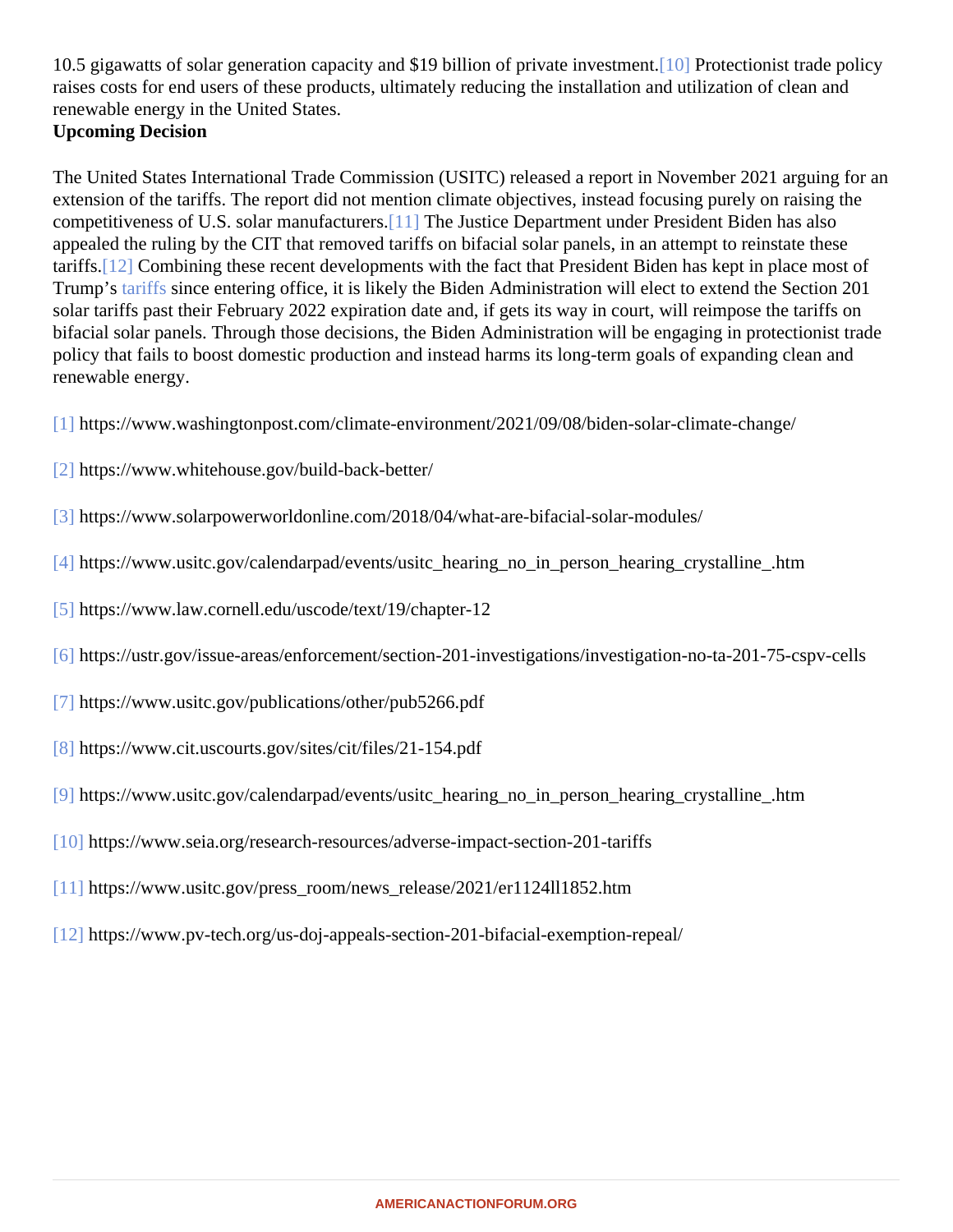10.5 gigawatts of solar generation capacity and $19 billion of private investment.[10] Protectionist trade policy raises costs for end users of these products, ultimately reducing the installation and utilization of clean and renewable energy in the United States.

**Upcoming Decision**

The United States International Trade Commission (USITC) released a report in November 2021 arguing for an extension of the tariffs. The report did not mention climate objectives, instead focusing purely on raising the competitiveness of U.S. solar manufacturers.[11] The Justice Department under President Biden has also appealed the ruling by the CIT that removed tariffs on bifacial solar panels, in an attempt to reinstate these tariffs.[12] Combining these recent developments with the fact that President Biden has kept in place most of Trump's tariffs since entering office, it is likely the Biden Administration will elect to extend the Section 201 solar tariffs past their February 2022 expiration date and, if gets its way in court, will reimpose the tariffs on bifacial solar panels. Through those decisions, the Biden Administration will be engaging in protectionist trade policy that fails to boost domestic production and instead harms its long-term goals of expanding clean and renewable energy.

[1] https://www.washingtonpost.com/climate-environment/2021/09/08/biden-solar-climate-change/

[2] https://www.whitehouse.gov/build-back-better/

[3] https://www.solarpowerworldonline.com/2018/04/what-are-bifacial-solar-modules/

[4] https://www.usitc.gov/calendarpad/events/usitc_hearing_no_in_person_hearing_crystalline_.htm

[5] https://www.law.cornell.edu/uscode/text/19/chapter-12

[6] https://ustr.gov/issue-areas/enforcement/section-201-investigations/investigation-no-ta-201-75-cspv-cells

[7] https://www.usitc.gov/publications/other/pub5266.pdf

[8] https://www.cit.uscourts.gov/sites/cit/files/21-154.pdf

[9] https://www.usitc.gov/calendarpad/events/usitc_hearing_no_in_person_hearing_crystalline_.htm

[10] https://www.seia.org/research-resources/adverse-impact-section-201-tariffs

[11] https://www.usitc.gov/press_room/news_release/2021/er1124ll1852.htm

[12] https://www.pv-tech.org/us-doj-appeals-section-201-bifacial-exemption-repeal/